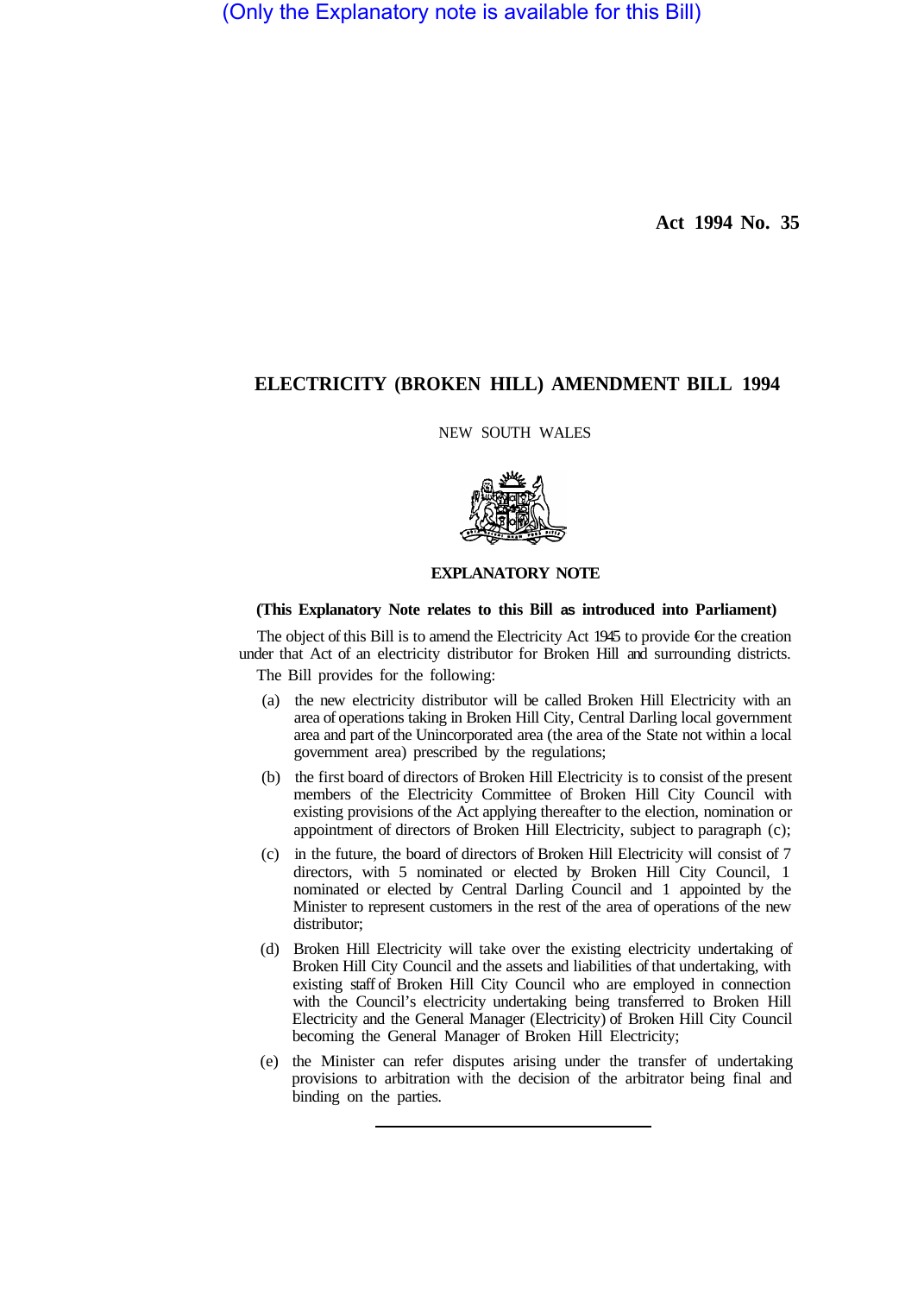(Only the Explanatory note is available for this Bill)

**Act 1994 No. 35**

# ELECTRICITY (BROKEN HILL) AMENDMENT BILL 1994

NEW SOUTH WALES

## EXPLANATORY NOTE

**(This Explanatory Note relates to this Bill as introduced into Parliament)**

The object of this Bill is to amend the Electricity Act 1945 to provide €or the creation under that Act of an electricity distributor for Broken Hill and surrounding districts.

The Bill provides for the following:

(a) the new electricity distributor will be called Broken Hill Electricity with an area of operations taking in Broken Hill City, Central Darling local government area and part of the Unincorporated area (the area of the State not within a local government area) prescribed by the regulations;

(b) the first board of directors of Broken Hill Electricity is to consist of the present members of the Electricity Committee of Broken Hill City Council with existing provisions of the Act applying thereafter to the election, nomination or appointment of directors of Broken Hill Electricity, subject to paragraph (c);

(c) in the future, the board of directors of Broken Hill Electricity will consist of 7 directors, with 5 nominated or elected by Broken Hill City Council, 1 nominated or elected by Central Darling Council and 1 appointed by the Minister to represent customers in the rest of the area of operations of the new distributor;

(d) Broken Hill Electricity will take over the existing electricity undertaking of Broken Hill City Council and the assets and liabilities of that undertaking, with existing staff of Broken Hill City Council who are employed in connection with the Council's electricity undertaking being transferred to Broken Hill Electricity and the General Manager (Electricity) of Broken Hill City Council becoming the General Manager of Broken Hill Electricity;

(e) the Minister can refer disputes arising under the transfer of undertaking provisions to arbitration with the decision of the arbitrator being final and binding on the parties.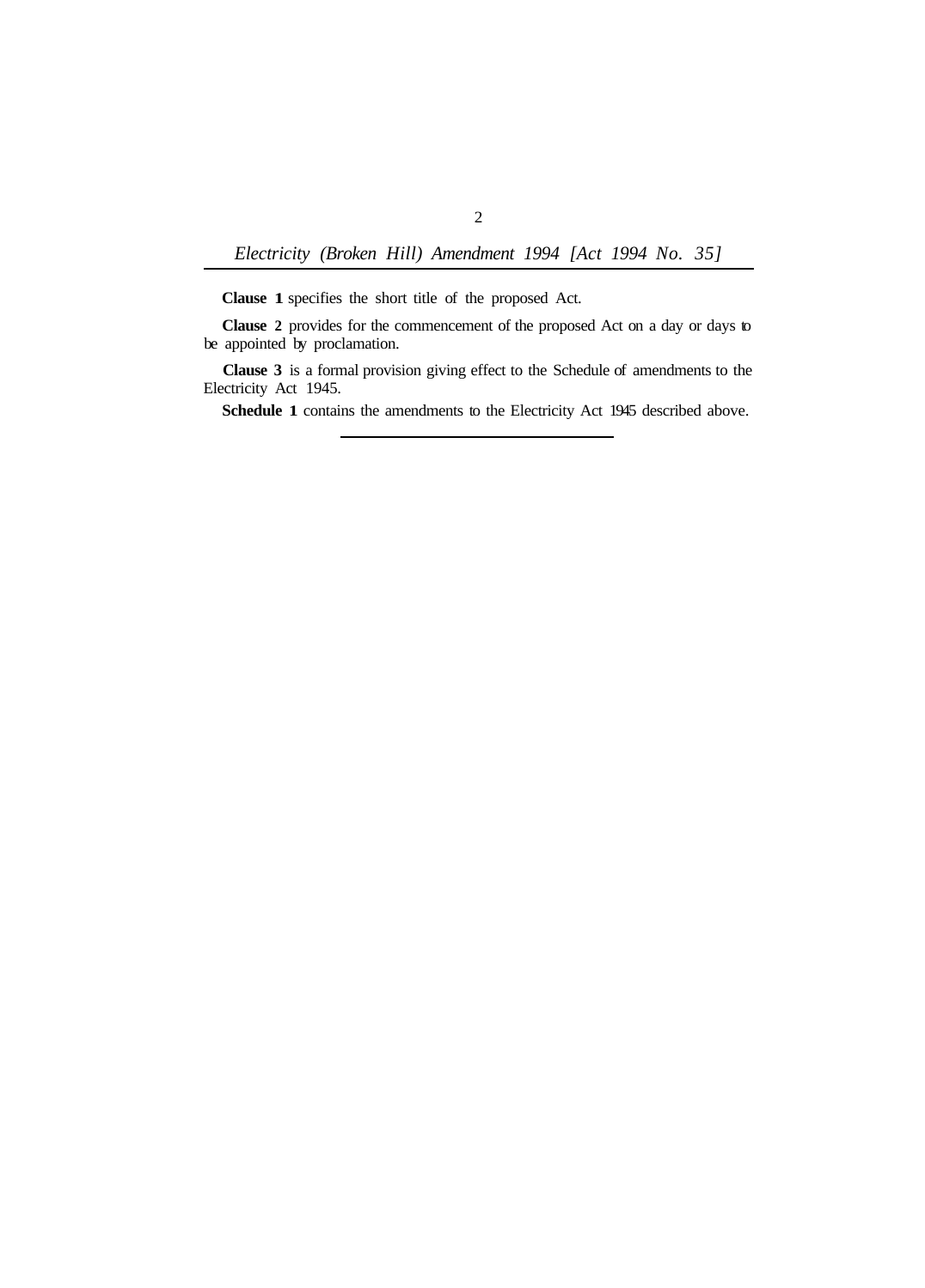**Clause 1** specifies the short title of the proposed Act.

**Clause 2** provides for the commencement of the proposed Act on a day or days to be appointed by proclamation.

**Clause 3** is a formal provision giving effect to the Schedule of amendments to the Electricity Act 1945.

**Schedule 1** contains the amendments to the Electricity Act 1945 described above.